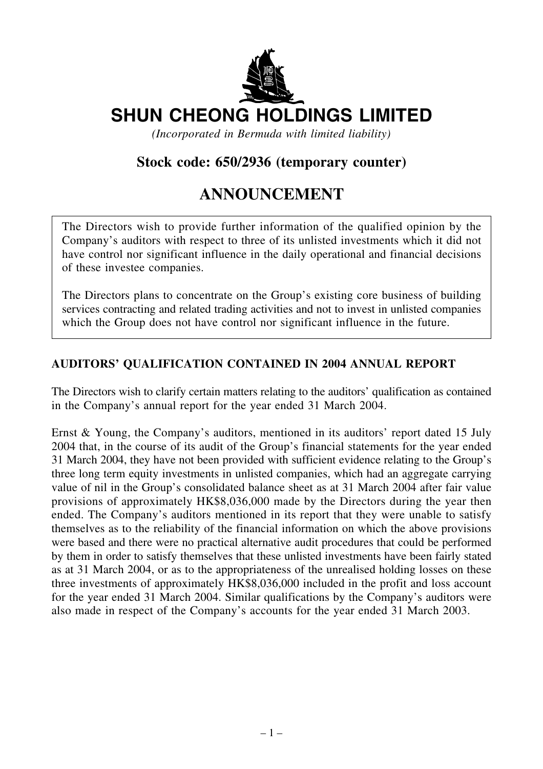# SHUN CHEONG HOLDINGS LIMITED

*(Incorporated in Bermuda with limited liability)*

## Stock code: 650/2936 (temporary counter)

# ANNOUNCEMENT

The Directors wish to provide further information of the qualified opinion by the Company's auditors with respect to three of its unlisted investments which it did not have control nor significant influence in the daily operational and financial decisions of these investee companies.

The Directors plans to concentrate on the Group's existing core business of building services contracting and related trading activities and not to invest in unlisted companies which the Group does not have control nor significant influence in the future.

### AUDITORS' QUALIFICATION CONTAINED IN 2004 ANNUAL REPORT

The Directors wish to clarify certain matters relating to the auditors' qualification as contained in the Company's annual report for the year ended 31 March 2004.

Ernst & Young, the Company's auditors, mentioned in its auditors' report dated 15 July 2004 that, in the course of its audit of the Group's financial statements for the year ended 31 March 2004, they have not been provided with sufficient evidence relating to the Group's three long term equity investments in unlisted companies, which had an aggregate carrying value of nil in the Group's consolidated balance sheet as at 31 March 2004 after fair value provisions of approximately HK$8,036,000 made by the Directors during the year then ended. The Company's auditors mentioned in its report that they were unable to satisfy themselves as to the reliability of the financial information on which the above provisions were based and there were no practical alternative audit procedures that could be performed by them in order to satisfy themselves that these unlisted investments have been fairly stated as at 31 March 2004, or as to the appropriateness of the unrealised holding losses on these three investments of approximately HK$8,036,000 included in the profit and loss account for the year ended 31 March 2004. Similar qualifications by the Company's auditors were also made in respect of the Company's accounts for the year ended 31 March 2003.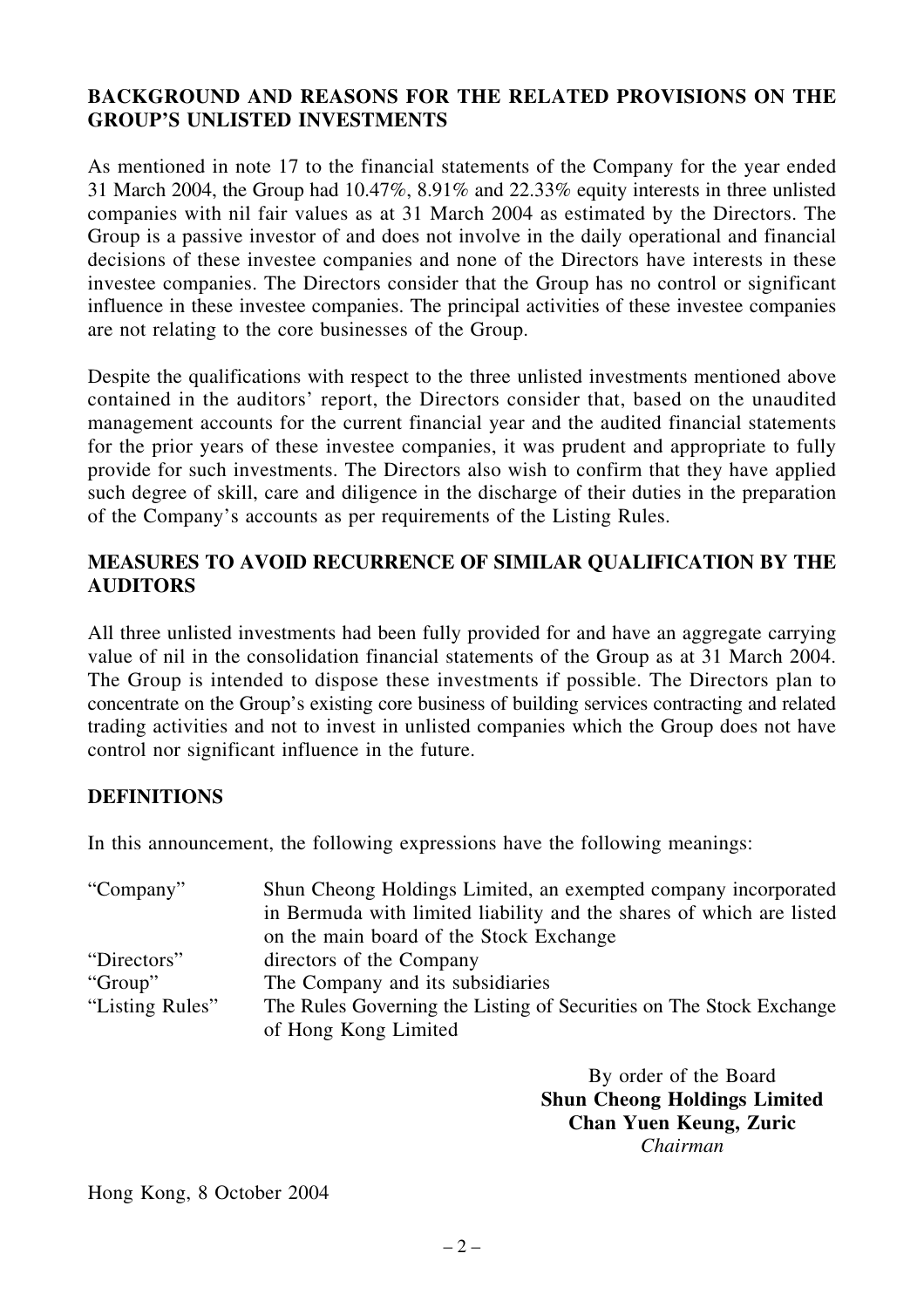## BACKGROUND AND REASONS FOR THE RELATED PROVISIONS ON THE GROUP'S UNLISTED INVESTMENTS

As mentioned in note 17 to the financial statements of the Company for the year ended 31 March 2004, the Group had 10.47%, 8.91% and 22.33% equity interests in three unlisted companies with nil fair values as at 31 March 2004 as estimated by the Directors. The Group is a passive investor of and does not involve in the daily operational and financial decisions of these investee companies and none of the Directors have interests in these investee companies. The Directors consider that the Group has no control or significant influence in these investee companies. The principal activities of these investee companies are not relating to the core businesses of the Group.

Despite the qualifications with respect to the three unlisted investments mentioned above contained in the auditors' report, the Directors consider that, based on the unaudited management accounts for the current financial year and the audited financial statements for the prior years of these investee companies, it was prudent and appropriate to fully provide for such investments. The Directors also wish to confirm that they have applied such degree of skill, care and diligence in the discharge of their duties in the preparation of the Company's accounts as per requirements of the Listing Rules.

## MEASURES TO AVOID RECURRENCE OF SIMILAR QUALIFICATION BY THE AUDITORS

All three unlisted investments had been fully provided for and have an aggregate carrying value of nil in the consolidation financial statements of the Group as at 31 March 2004. The Group is intended to dispose these investments if possible. The Directors plan to concentrate on the Group's existing core business of building services contracting and related trading activities and not to invest in unlisted companies which the Group does not have control nor significant influence in the future.

## DEFINITIONS

In this announcement, the following expressions have the following meanings:

| | |
|---|---|
| "Company" | Shun Cheong Holdings Limited, an exempted company incorporated in Bermuda with limited liability and the shares of which are listed on the main board of the Stock Exchange |
| "Directors" | directors of the Company |
| "Group" | The Company and its subsidiaries |
| "Listing Rules" | The Rules Governing the Listing of Securities on The Stock Exchange of Hong Kong Limited |

By order of the Board
**Shun Cheong Holdings Limited**
**Chan Yuen Keung, Zuric**
*Chairman*

Hong Kong, 8 October 2004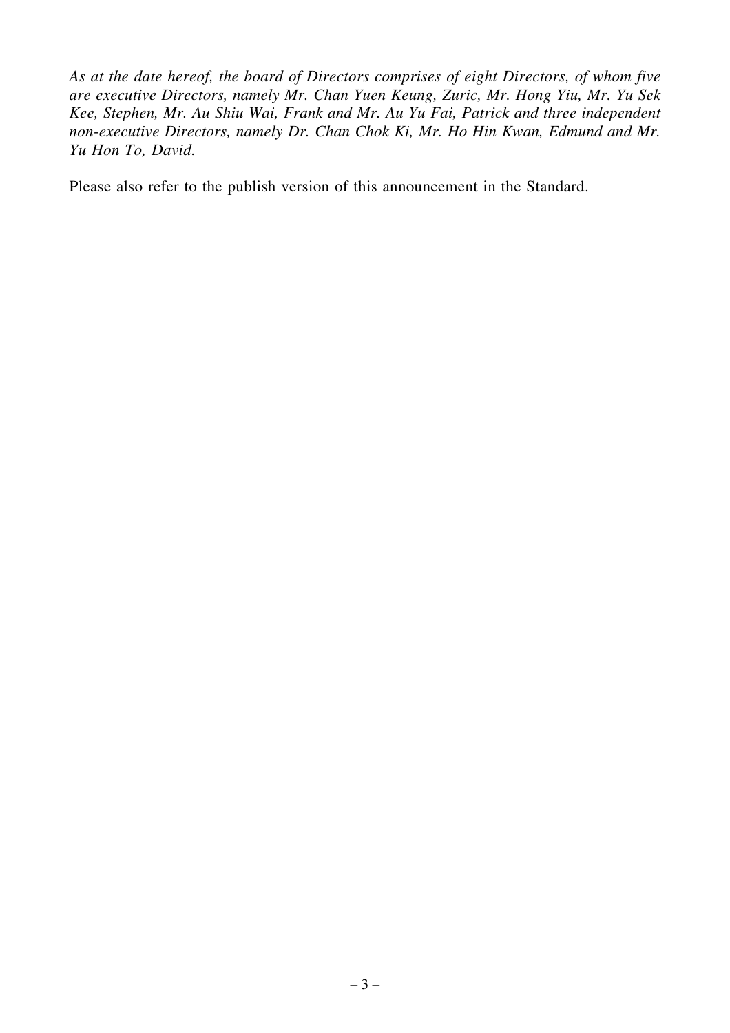*As at the date hereof, the board of Directors comprises of eight Directors, of whom five are executive Directors, namely Mr. Chan Yuen Keung, Zuric, Mr. Hong Yiu, Mr. Yu Sek Kee, Stephen, Mr. Au Shiu Wai, Frank and Mr. Au Yu Fai, Patrick and three independent non-executive Directors, namely Dr. Chan Chok Ki, Mr. Ho Hin Kwan, Edmund and Mr. Yu Hon To, David.*

Please also refer to the publish version of this announcement in the Standard.